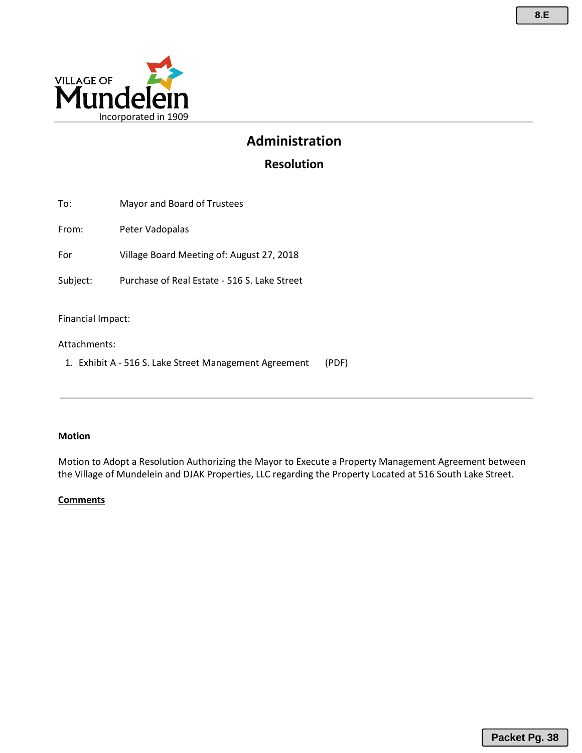VILLAGE OF
Mundelein
Incorporated in 1909

# Administration

## Resolution

| | |
|---|---|
| To: | Mayor and Board of Trustees |
| From: | Peter Vadopalas |
| For | Village Board Meeting of: August 27, 2018 |
| Subject: | Purchase of Real Estate - 516 S. Lake Street |

Financial Impact:

Attachments:

1. Exhibit A - 516 S. Lake Street Management Agreement (PDF)

---

**Motion**

Motion to Adopt a Resolution Authorizing the Mayor to Execute a Property Management Agreement between the Village of Mundelein and DJAK Properties, LLC regarding the Property Located at 516 South Lake Street.

**Comments**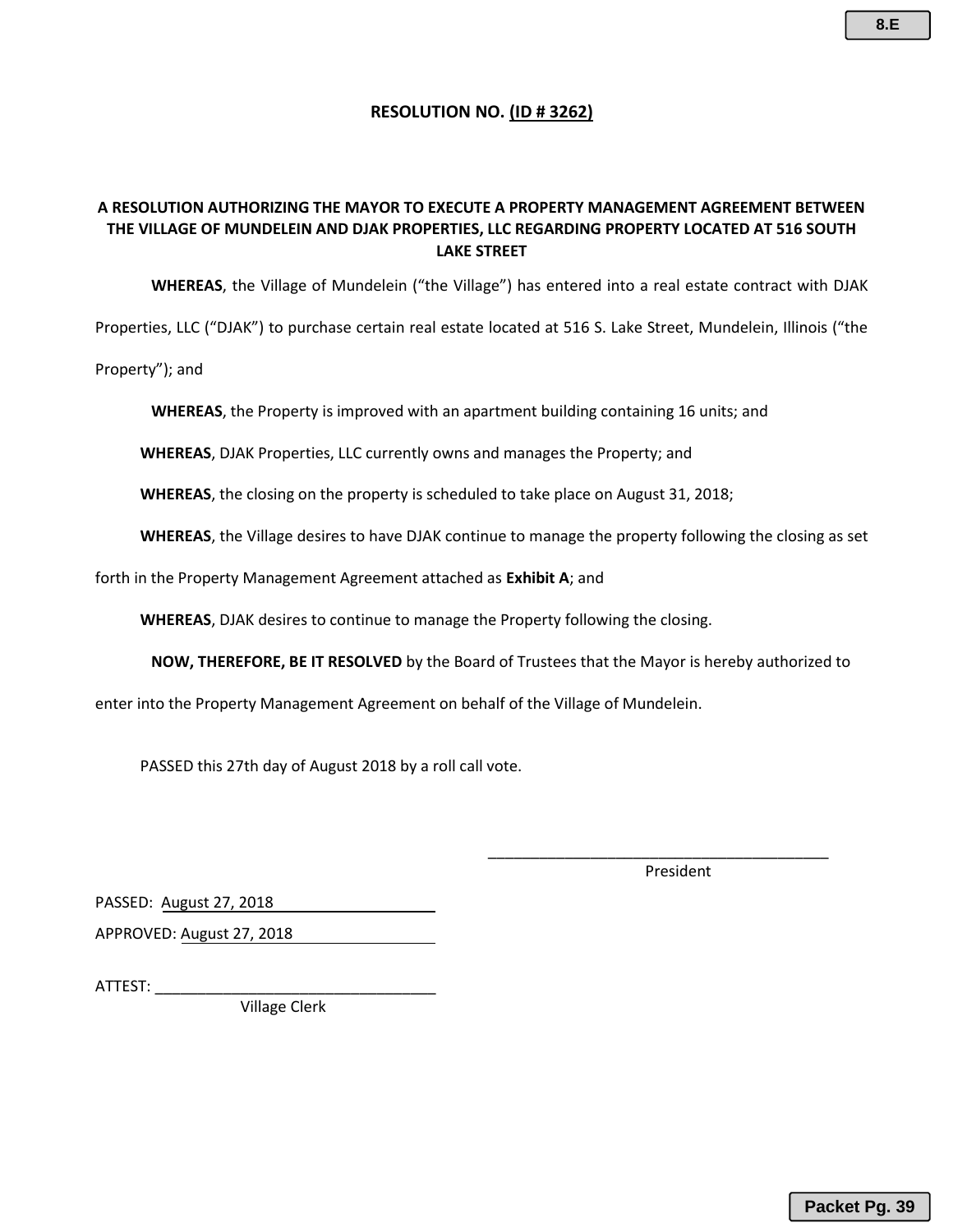# RESOLUTION NO. (ID # 3262)

## A RESOLUTION AUTHORIZING THE MAYOR TO EXECUTE A PROPERTY MANAGEMENT AGREEMENT BETWEEN THE VILLAGE OF MUNDELEIN AND DJAK PROPERTIES, LLC REGARDING PROPERTY LOCATED AT 516 SOUTH LAKE STREET

**WHEREAS**, the Village of Mundelein ("the Village") has entered into a real estate contract with DJAK Properties, LLC ("DJAK") to purchase certain real estate located at 516 S. Lake Street, Mundelein, Illinois ("the Property"); and

**WHEREAS**, the Property is improved with an apartment building containing 16 units; and

**WHEREAS**, DJAK Properties, LLC currently owns and manages the Property; and

**WHEREAS**, the closing on the property is scheduled to take place on August 31, 2018;

**WHEREAS**, the Village desires to have DJAK continue to manage the property following the closing as set forth in the Property Management Agreement attached as **Exhibit A**; and

**WHEREAS**, DJAK desires to continue to manage the Property following the closing.

**NOW, THEREFORE, BE IT RESOLVED** by the Board of Trustees that the Mayor is hereby authorized to enter into the Property Management Agreement on behalf of the Village of Mundelein.

PASSED this 27th day of August 2018 by a roll call vote.

\_\_\_\_\_\_\_\_\_\_\_\_\_\_\_\_\_\_\_\_\_\_\_\_\_\_\_\_\_\_\_\_\_\_\_\_\_\_\_\_
President

PASSED: August 27, 2018

APPROVED: August 27, 2018

ATTEST: \_\_\_\_\_\_\_\_\_\_\_\_\_\_\_\_\_\_\_\_\_\_\_\_\_\_\_\_\_\_\_\_\_
Village Clerk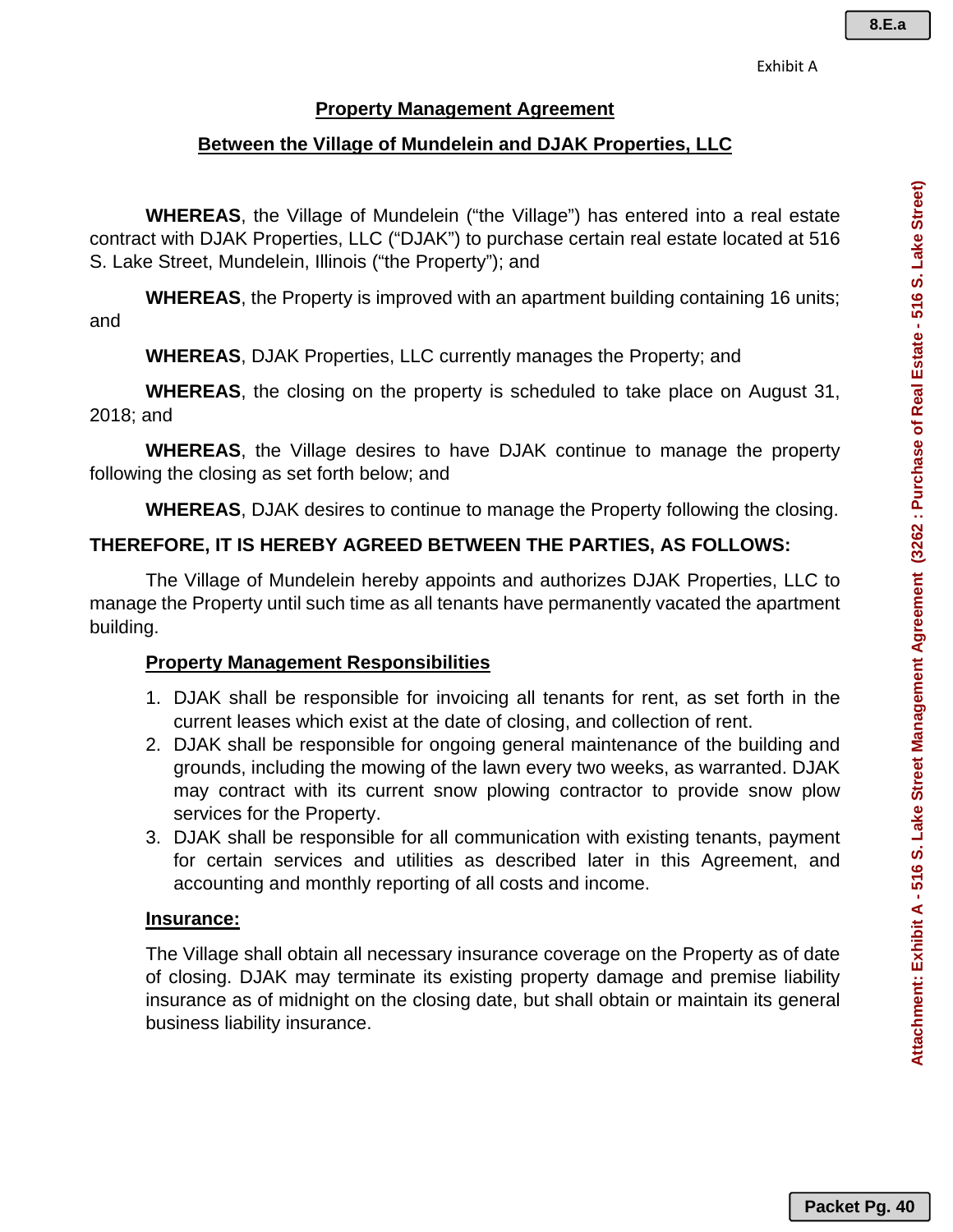Exhibit A

## Property Management Agreement

## Between the Village of Mundelein and DJAK Properties, LLC

**WHEREAS**, the Village of Mundelein ("the Village") has entered into a real estate contract with DJAK Properties, LLC ("DJAK") to purchase certain real estate located at 516 S. Lake Street, Mundelein, Illinois ("the Property"); and

**WHEREAS**, the Property is improved with an apartment building containing 16 units; and

**WHEREAS**, DJAK Properties, LLC currently manages the Property; and

**WHEREAS**, the closing on the property is scheduled to take place on August 31, 2018; and

**WHEREAS**, the Village desires to have DJAK continue to manage the property following the closing as set forth below; and

**WHEREAS**, DJAK desires to continue to manage the Property following the closing.

**THEREFORE, IT IS HEREBY AGREED BETWEEN THE PARTIES, AS FOLLOWS:**

The Village of Mundelein hereby appoints and authorizes DJAK Properties, LLC to manage the Property until such time as all tenants have permanently vacated the apartment building.

### Property Management Responsibilities

1. DJAK shall be responsible for invoicing all tenants for rent, as set forth in the current leases which exist at the date of closing, and collection of rent.
2. DJAK shall be responsible for ongoing general maintenance of the building and grounds, including the mowing of the lawn every two weeks, as warranted. DJAK may contract with its current snow plowing contractor to provide snow plow services for the Property.
3. DJAK shall be responsible for all communication with existing tenants, payment for certain services and utilities as described later in this Agreement, and accounting and monthly reporting of all costs and income.

### Insurance:

The Village shall obtain all necessary insurance coverage on the Property as of date of closing. DJAK may terminate its existing property damage and premise liability insurance as of midnight on the closing date, but shall obtain or maintain its general business liability insurance.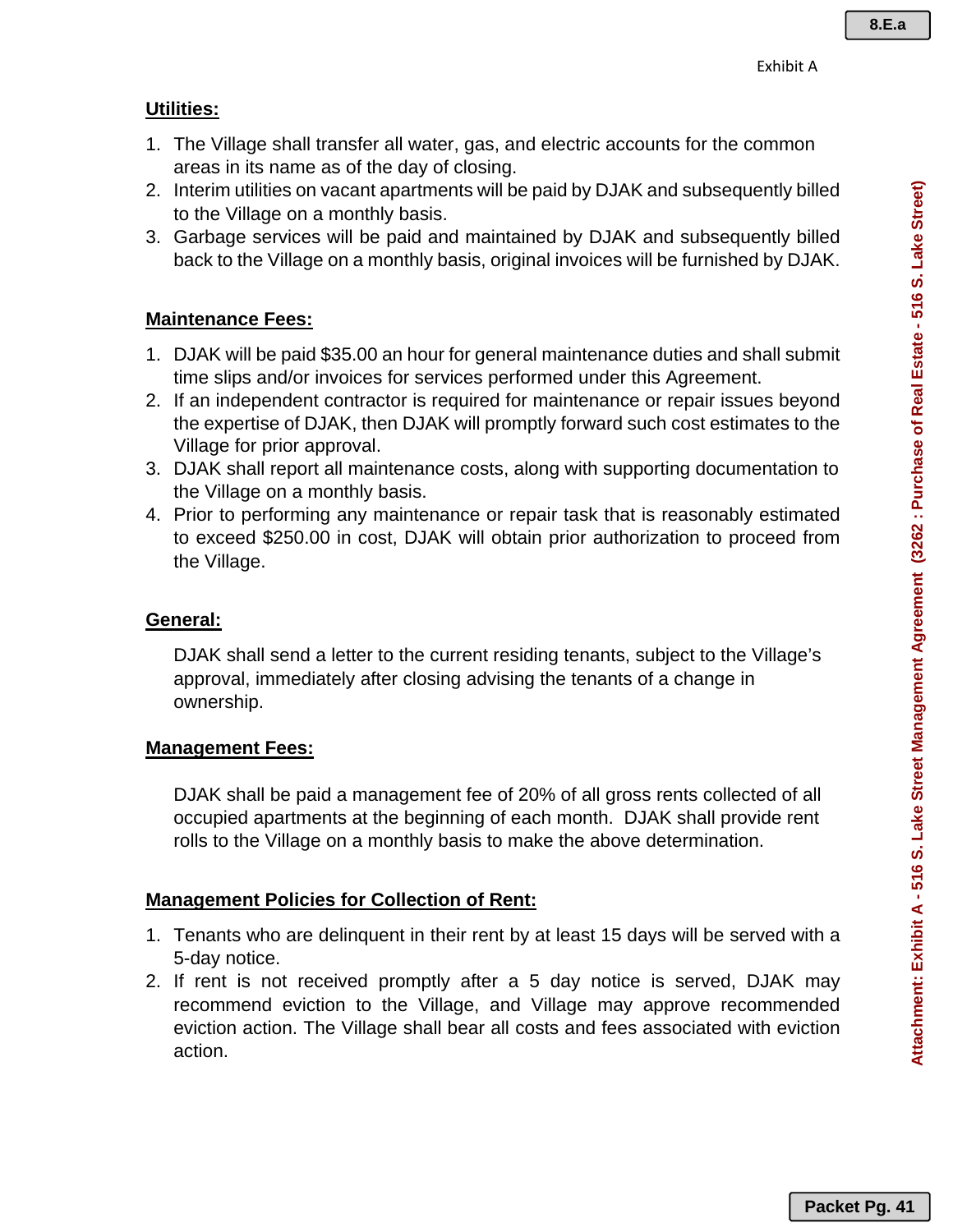Exhibit A

## Utilities:

1. The Village shall transfer all water, gas, and electric accounts for the common areas in its name as of the day of closing.
2. Interim utilities on vacant apartments will be paid by DJAK and subsequently billed to the Village on a monthly basis.
3. Garbage services will be paid and maintained by DJAK and subsequently billed back to the Village on a monthly basis, original invoices will be furnished by DJAK.

## Maintenance Fees:

1. DJAK will be paid $35.00 an hour for general maintenance duties and shall submit time slips and/or invoices for services performed under this Agreement.
2. If an independent contractor is required for maintenance or repair issues beyond the expertise of DJAK, then DJAK will promptly forward such cost estimates to the Village for prior approval.
3. DJAK shall report all maintenance costs, along with supporting documentation to the Village on a monthly basis.
4. Prior to performing any maintenance or repair task that is reasonably estimated to exceed $250.00 in cost, DJAK will obtain prior authorization to proceed from the Village.

## General:

DJAK shall send a letter to the current residing tenants, subject to the Village's approval, immediately after closing advising the tenants of a change in ownership.

## Management Fees:

DJAK shall be paid a management fee of 20% of all gross rents collected of all occupied apartments at the beginning of each month. DJAK shall provide rent rolls to the Village on a monthly basis to make the above determination.

## Management Policies for Collection of Rent:

1. Tenants who are delinquent in their rent by at least 15 days will be served with a 5-day notice.
2. If rent is not received promptly after a 5 day notice is served, DJAK may recommend eviction to the Village, and Village may approve recommended eviction action. The Village shall bear all costs and fees associated with eviction action.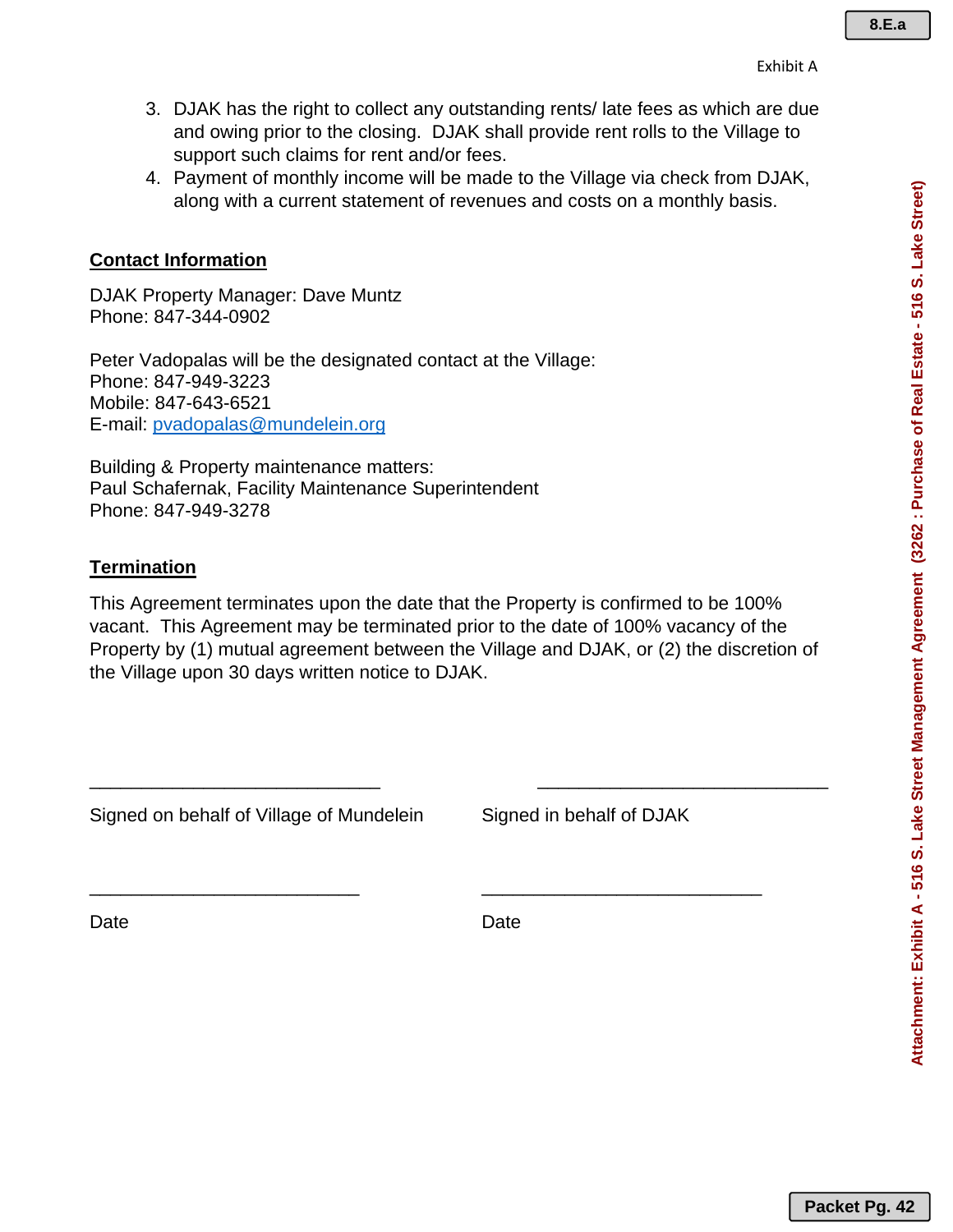Exhibit A

3. DJAK has the right to collect any outstanding rents/ late fees as which are due and owing prior to the closing. DJAK shall provide rent rolls to the Village to support such claims for rent and/or fees.
4. Payment of monthly income will be made to the Village via check from DJAK, along with a current statement of revenues and costs on a monthly basis.

**Contact Information**

DJAK Property Manager: Dave Muntz
Phone: 847-344-0902

Peter Vadopalas will be the designated contact at the Village:
Phone: 847-949-3223
Mobile: 847-643-6521
E-mail: pvadopalas@mundelein.org

Building & Property maintenance matters:
Paul Schafernak, Facility Maintenance Superintendent
Phone: 847-949-3278

**Termination**

This Agreement terminates upon the date that the Property is confirmed to be 100% vacant. This Agreement may be terminated prior to the date of 100% vacancy of the Property by (1) mutual agreement between the Village and DJAK, or (2) the discretion of the Village upon 30 days written notice to DJAK.

| | |
|---|---|
| ______________________________ | ______________________________ |
| Signed on behalf of Village of Mundelein | Signed in behalf of DJAK |
| ____________________________ | _____________________________ |
| Date | Date |